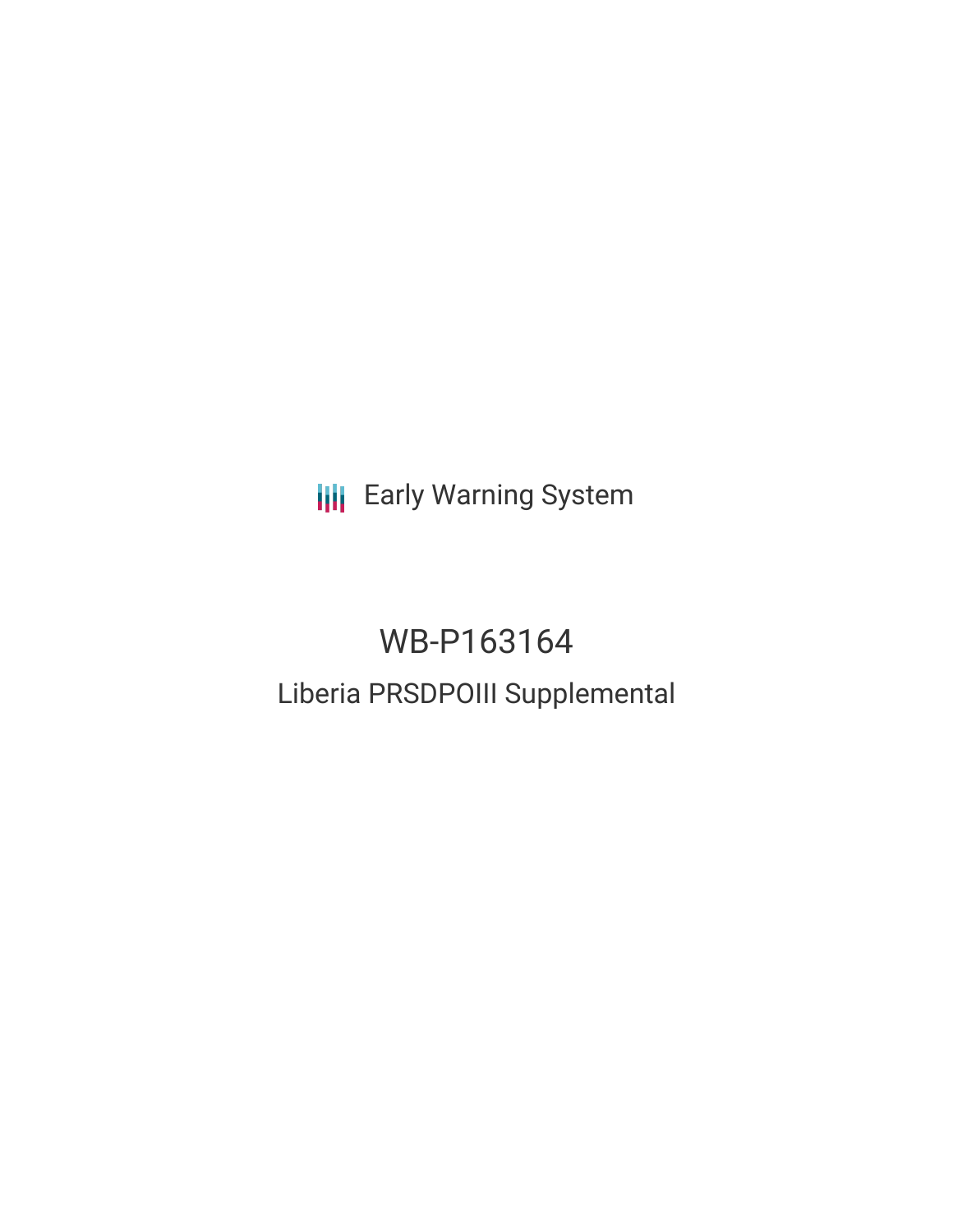Early Warning System

# WB-P163164

## Liberia PRSDPOIII Supplemental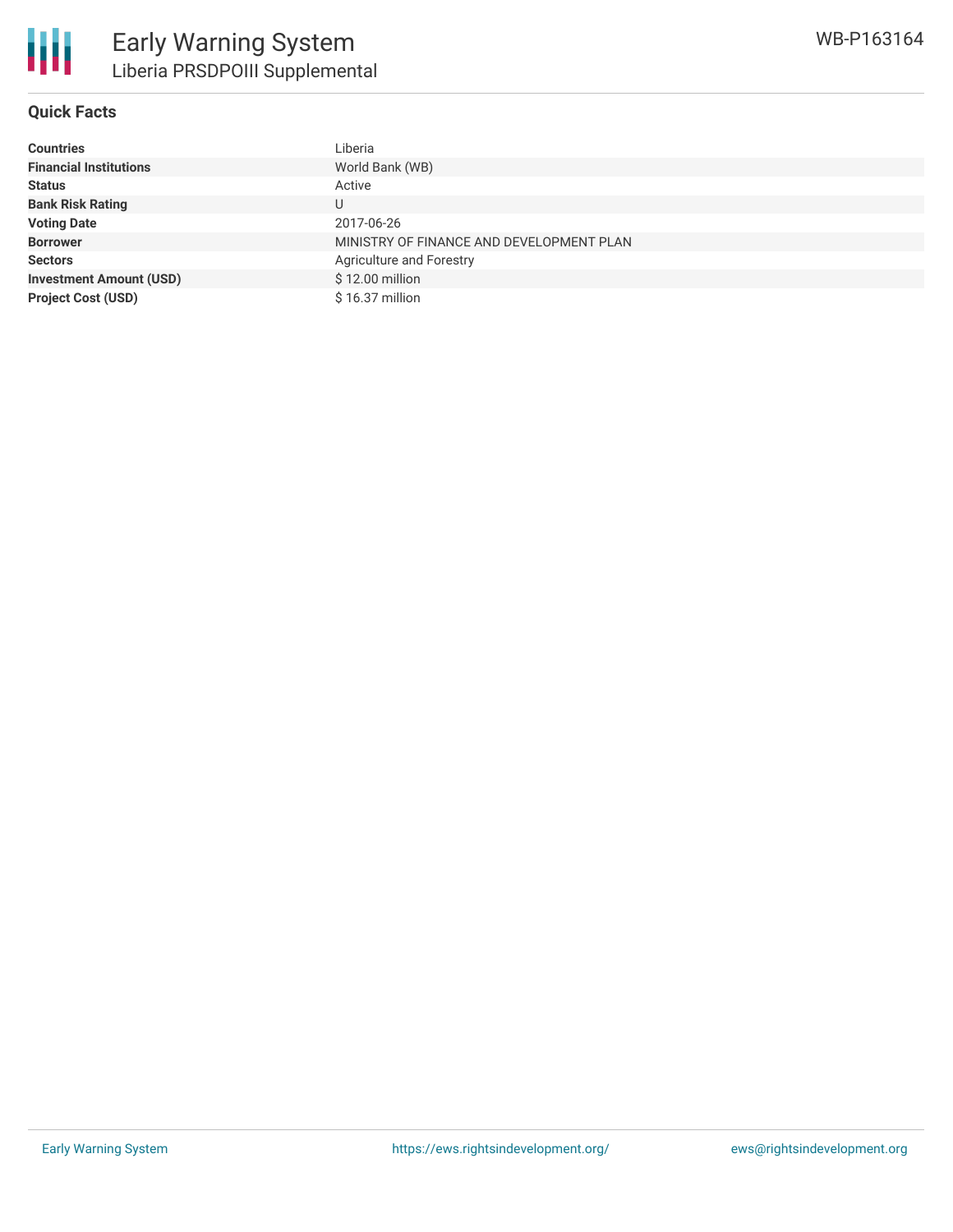# Early Warning System

## Liberia PRSDPOIII Supplemental

WB-P163164

### Quick Facts

| | |
|---|---|
| **Countries** | Liberia |
| **Financial Institutions** | World Bank (WB) |
| **Status** | Active |
| **Bank Risk Rating** | U |
| **Voting Date** | 2017-06-26 |
| **Borrower** | MINISTRY OF FINANCE AND DEVELOPMENT PLAN |
| **Sectors** | Agriculture and Forestry |
| **Investment Amount (USD)** | $ 12.00 million |
| **Project Cost (USD)** | $ 16.37 million |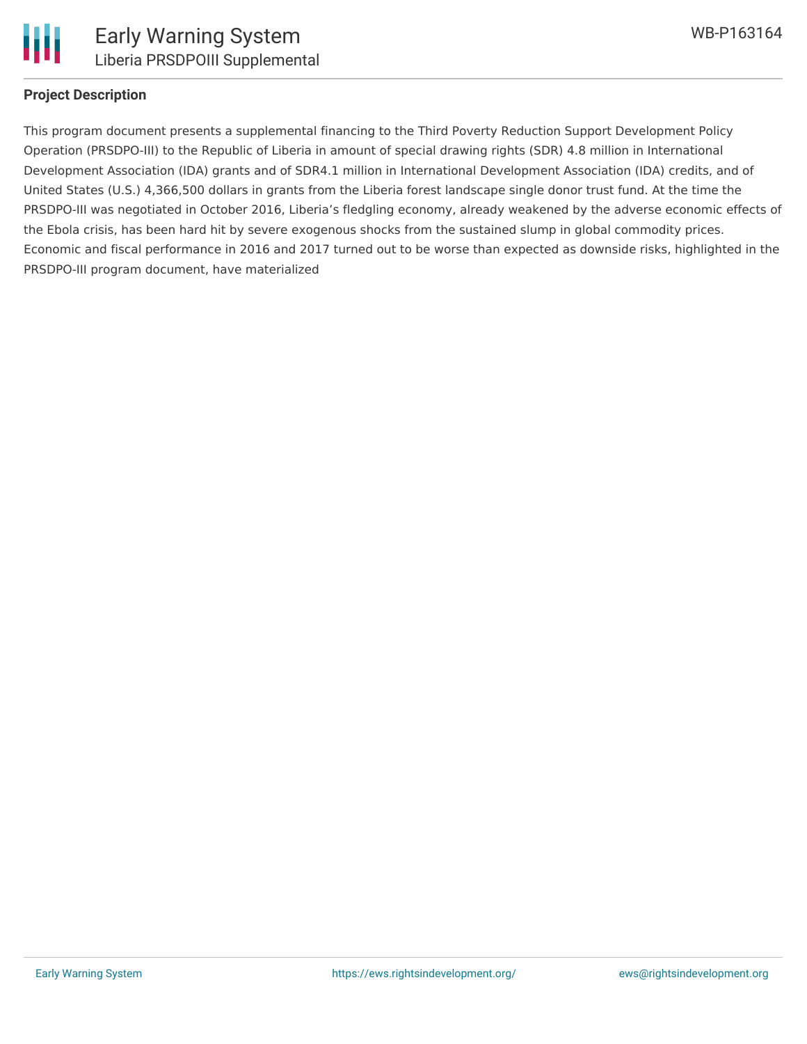## Project Description

This program document presents a supplemental financing to the Third Poverty Reduction Support Development Policy Operation (PRSDPO-III) to the Republic of Liberia in amount of special drawing rights (SDR) 4.8 million in International Development Association (IDA) grants and of SDR4.1 million in International Development Association (IDA) credits, and of United States (U.S.) 4,366,500 dollars in grants from the Liberia forest landscape single donor trust fund. At the time the PRSDPO-III was negotiated in October 2016, Liberia's fledgling economy, already weakened by the adverse economic effects of the Ebola crisis, has been hard hit by severe exogenous shocks from the sustained slump in global commodity prices. Economic and fiscal performance in 2016 and 2017 turned out to be worse than expected as downside risks, highlighted in the PRSDPO-III program document, have materialized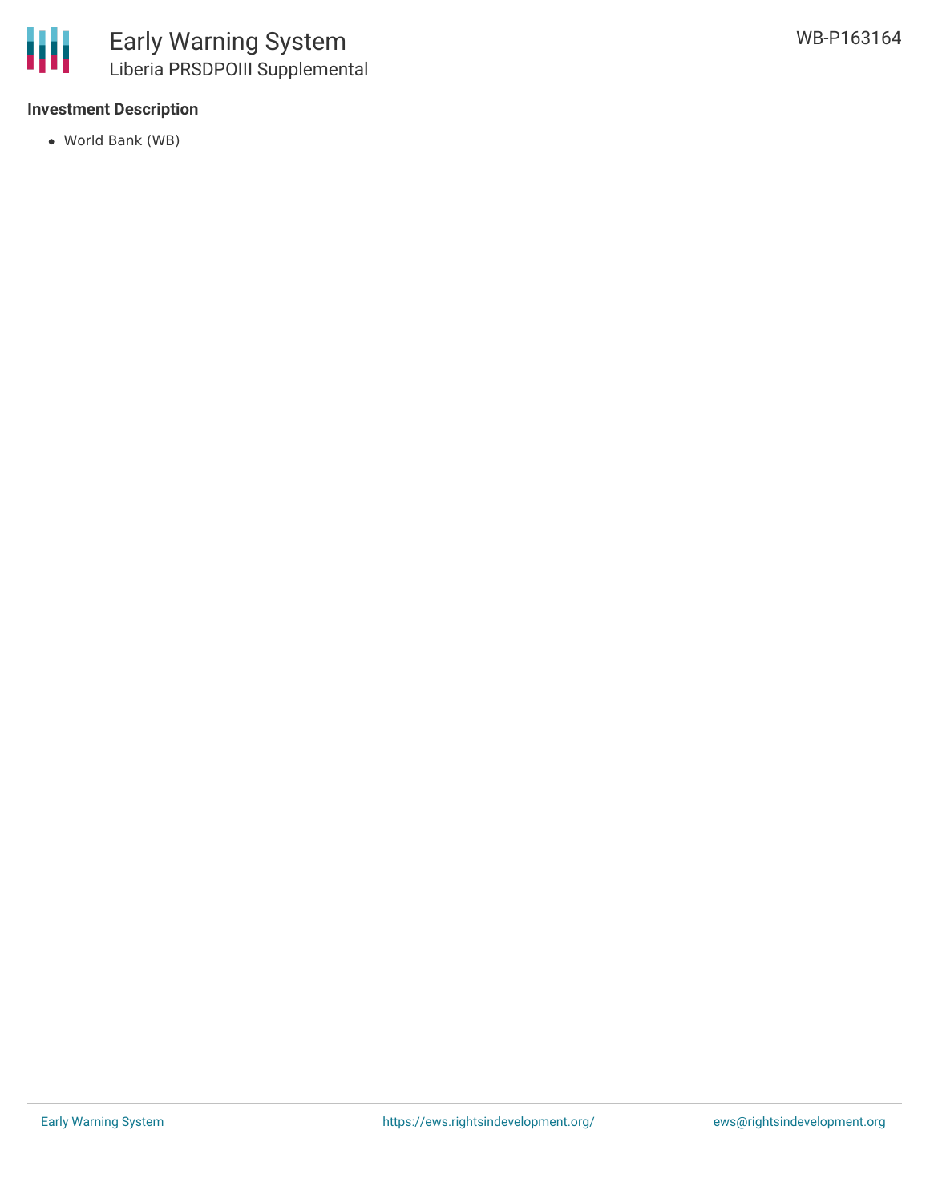### Investment Description

- World Bank (WB)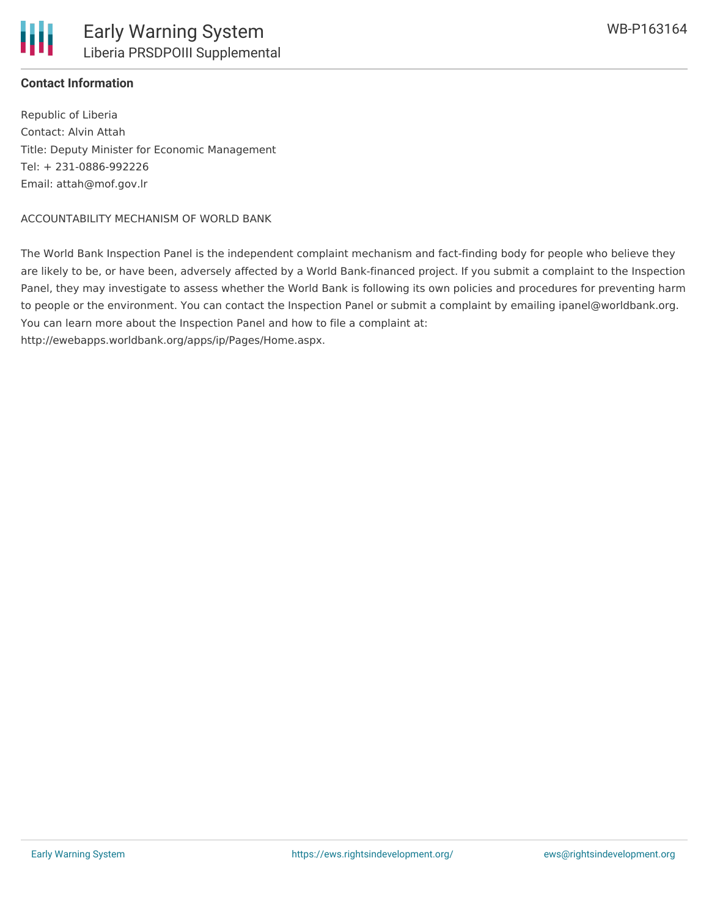### Contact Information

Republic of Liberia
Contact: Alvin Attah
Title: Deputy Minister for Economic Management
Tel: + 231-0886-992226
Email: attah@mof.gov.lr

ACCOUNTABILITY MECHANISM OF WORLD BANK

The World Bank Inspection Panel is the independent complaint mechanism and fact-finding body for people who believe they are likely to be, or have been, adversely affected by a World Bank-financed project. If you submit a complaint to the Inspection Panel, they may investigate to assess whether the World Bank is following its own policies and procedures for preventing harm to people or the environment. You can contact the Inspection Panel or submit a complaint by emailing ipanel@worldbank.org. You can learn more about the Inspection Panel and how to file a complaint at: http://ewebapps.worldbank.org/apps/ip/Pages/Home.aspx.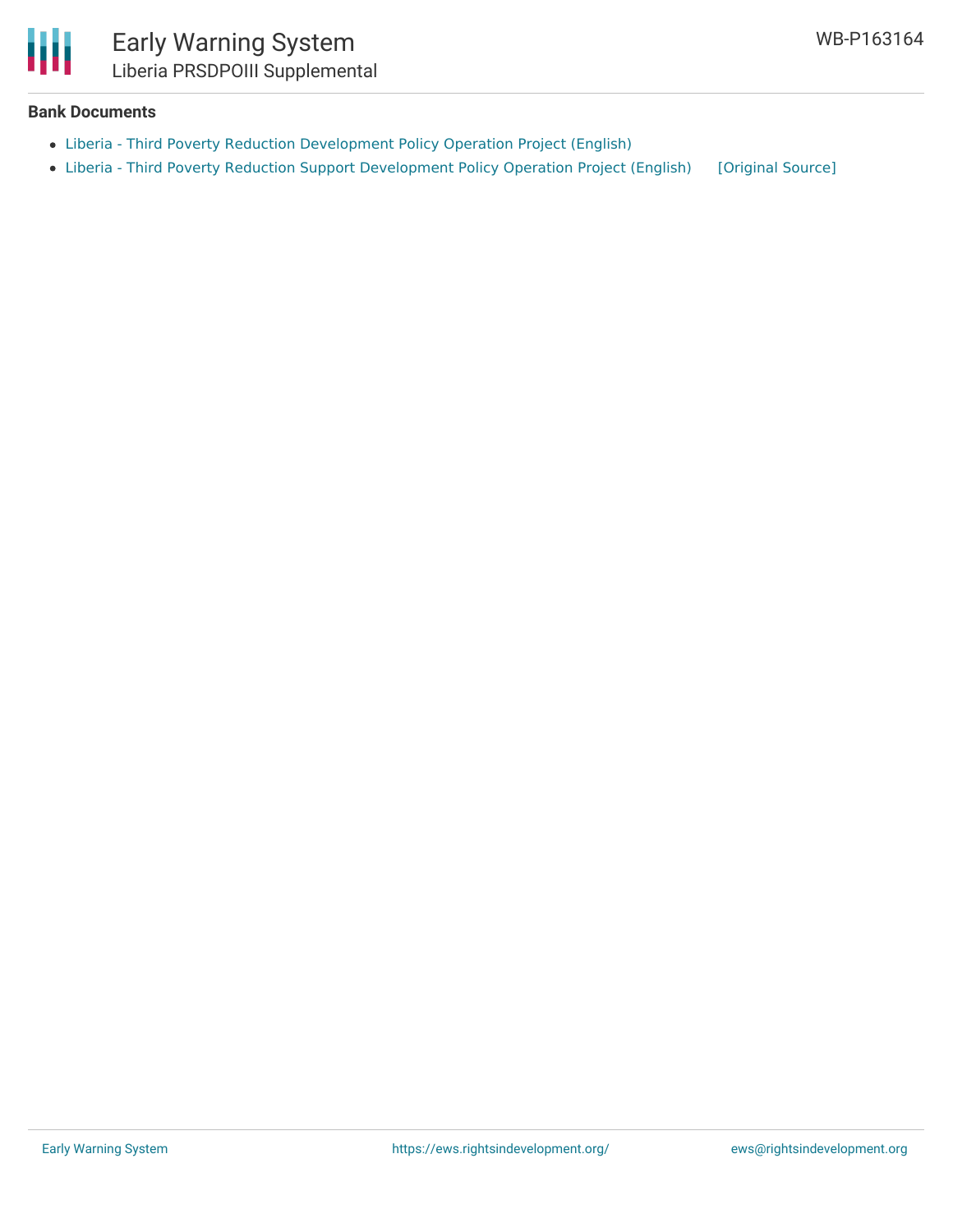**Bank Documents**

- Liberia - Third Poverty Reduction Development Policy Operation Project (English)
- Liberia - Third Poverty Reduction Support Development Policy Operation Project (English) [Original Source]